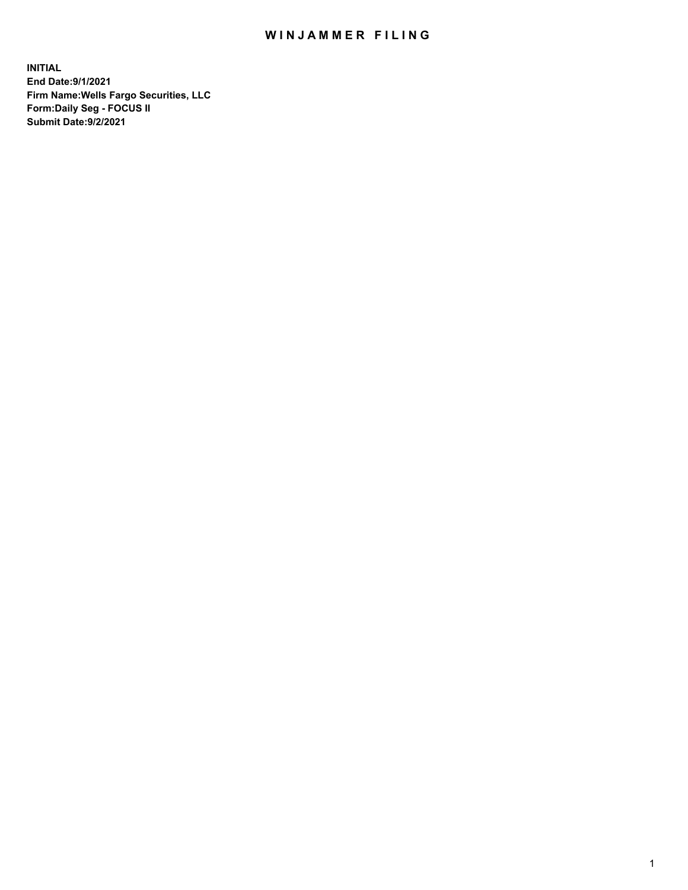# WINJAMMER FILING

**INITIAL**
**End Date:9/1/2021**
**Firm Name:Wells Fargo Securities, LLC**
**Form:Daily Seg - FOCUS II**
**Submit Date:9/2/2021**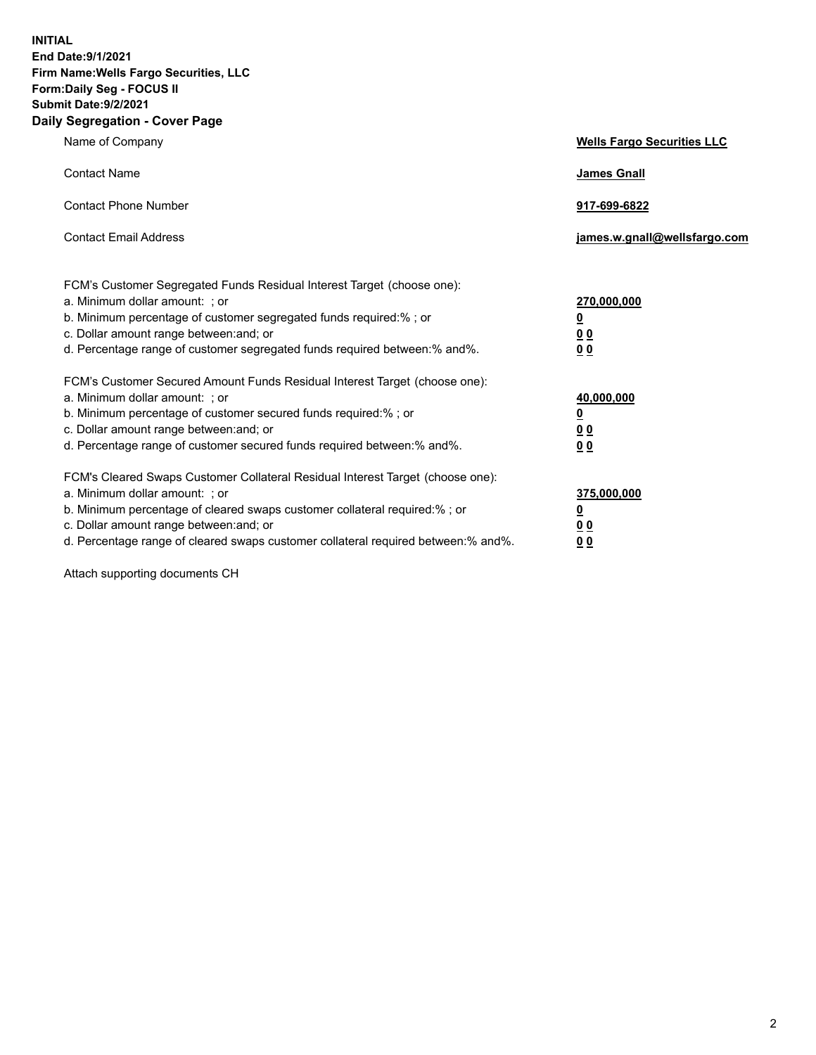**INITIAL**
**End Date:9/1/2021**
**Firm Name:Wells Fargo Securities, LLC**
**Form:Daily Seg - FOCUS II**
**Submit Date:9/2/2021**

## Daily Segregation - Cover Page

| | |
|---|---|
| Name of Company | **Wells Fargo Securities LLC** |
| Contact Name | **James Gnall** |
| Contact Phone Number | **917-699-6822** |
| Contact Email Address | **james.w.gnall@wellsfargo.com** |

| | |
|---|---|
| FCM's Customer Segregated Funds Residual Interest Target (choose one): | |
| a. Minimum dollar amount: ; or | **270,000,000** |
| b. Minimum percentage of customer segregated funds required:% ; or | **0** |
| c. Dollar amount range between:and; or | **0 0** |
| d. Percentage range of customer segregated funds required between:% and%. | **0 0** |
| FCM's Customer Secured Amount Funds Residual Interest Target (choose one): | |
| a. Minimum dollar amount: ; or | **40,000,000** |
| b. Minimum percentage of customer secured funds required:% ; or | **0** |
| c. Dollar amount range between:and; or | **0 0** |
| d. Percentage range of customer secured funds required between:% and%. | **0 0** |
| FCM's Cleared Swaps Customer Collateral Residual Interest Target (choose one): | |
| a. Minimum dollar amount: ; or | **375,000,000** |
| b. Minimum percentage of cleared swaps customer collateral required:% ; or | **0** |
| c. Dollar amount range between:and; or | **0 0** |
| d. Percentage range of cleared swaps customer collateral required between:% and%. | **0 0** |

Attach supporting documents CH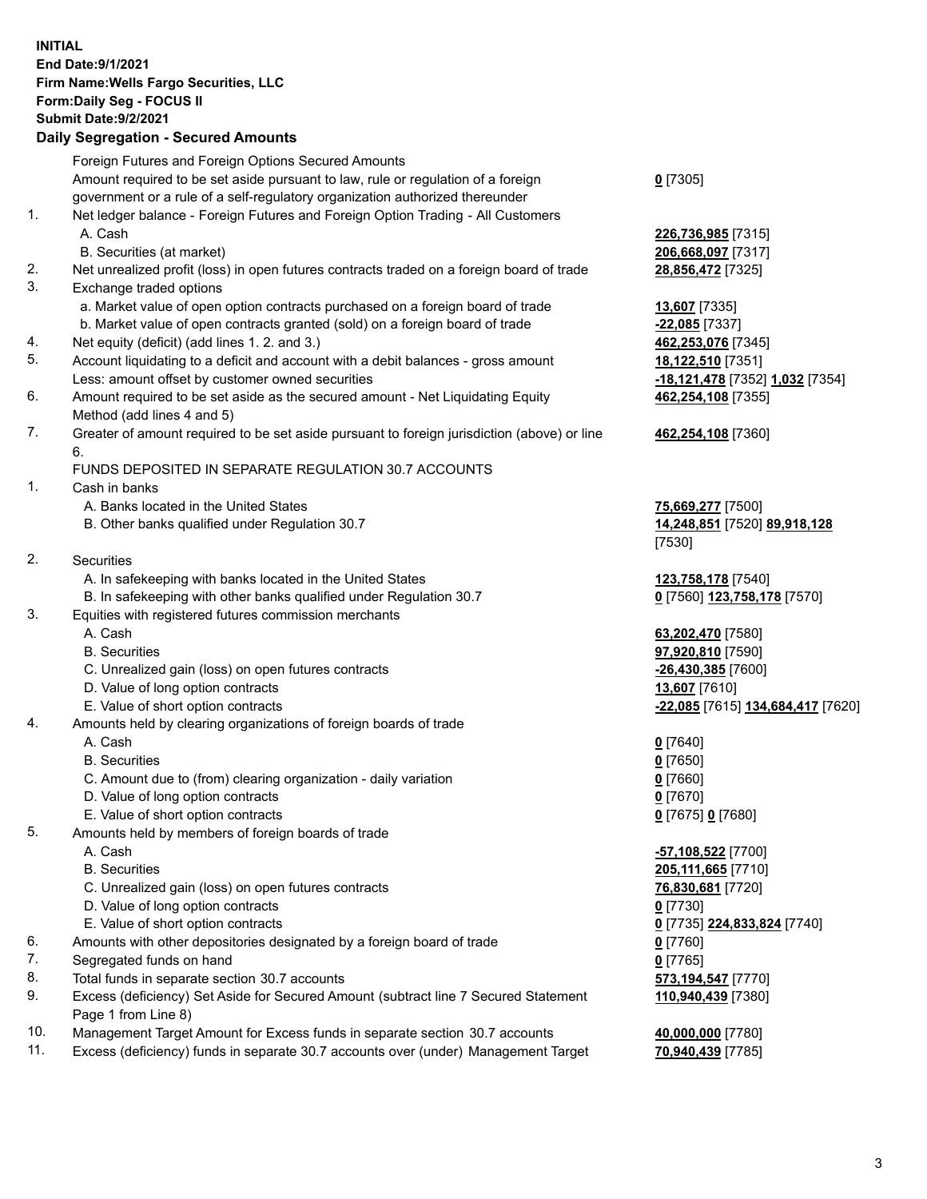**INITIAL**
**End Date:9/1/2021**
**Firm Name:Wells Fargo Securities, LLC**
**Form:Daily Seg - FOCUS II**
**Submit Date:9/2/2021**

## Daily Segregation - Secured Amounts

| | | |
|---|---|---|
| | Foreign Futures and Foreign Options Secured Amounts | |
| | Amount required to be set aside pursuant to law, rule or regulation of a foreign government or a rule of a self-regulatory organization authorized thereunder | **0** [7305] |
| 1. | Net ledger balance - Foreign Futures and Foreign Option Trading - All Customers | |
| | A. Cash | **226,736,985** [7315] |
| | B. Securities (at market) | **206,668,097** [7317] |
| 2. | Net unrealized profit (loss) in open futures contracts traded on a foreign board of trade | **28,856,472** [7325] |
| 3. | Exchange traded options | |
| | a. Market value of open option contracts purchased on a foreign board of trade | **13,607** [7335] |
| | b. Market value of open contracts granted (sold) on a foreign board of trade | **-22,085** [7337] |
| 4. | Net equity (deficit) (add lines 1. 2. and 3.) | **462,253,076** [7345] |
| 5. | Account liquidating to a deficit and account with a debit balances - gross amount | **18,122,510** [7351] |
| | Less: amount offset by customer owned securities | **-18,121,478** [7352] **1,032** [7354] |
| 6. | Amount required to be set aside as the secured amount - Net Liquidating Equity Method (add lines 4 and 5) | **462,254,108** [7355] |
| 7. | Greater of amount required to be set aside pursuant to foreign jurisdiction (above) or line 6. | **462,254,108** [7360] |
| | FUNDS DEPOSITED IN SEPARATE REGULATION 30.7 ACCOUNTS | |
| 1. | Cash in banks | |
| | A. Banks located in the United States | **75,669,277** [7500] |
| | B. Other banks qualified under Regulation 30.7 | **14,248,851** [7520] **89,918,128** [7530] |
| 2. | Securities | |
| | A. In safekeeping with banks located in the United States | **123,758,178** [7540] |
| | B. In safekeeping with other banks qualified under Regulation 30.7 | **0** [7560] **123,758,178** [7570] |
| 3. | Equities with registered futures commission merchants | |
| | A. Cash | **63,202,470** [7580] |
| | B. Securities | **97,920,810** [7590] |
| | C. Unrealized gain (loss) on open futures contracts | **-26,430,385** [7600] |
| | D. Value of long option contracts | **13,607** [7610] |
| | E. Value of short option contracts | **-22,085** [7615] **134,684,417** [7620] |
| 4. | Amounts held by clearing organizations of foreign boards of trade | |
| | A. Cash | **0** [7640] |
| | B. Securities | **0** [7650] |
| | C. Amount due to (from) clearing organization - daily variation | **0** [7660] |
| | D. Value of long option contracts | **0** [7670] |
| | E. Value of short option contracts | **0** [7675] **0** [7680] |
| 5. | Amounts held by members of foreign boards of trade | |
| | A. Cash | **-57,108,522** [7700] |
| | B. Securities | **205,111,665** [7710] |
| | C. Unrealized gain (loss) on open futures contracts | **76,830,681** [7720] |
| | D. Value of long option contracts | **0** [7730] |
| | E. Value of short option contracts | **0** [7735] **224,833,824** [7740] |
| 6. | Amounts with other depositories designated by a foreign board of trade | **0** [7760] |
| 7. | Segregated funds on hand | **0** [7765] |
| 8. | Total funds in separate section 30.7 accounts | **573,194,547** [7770] |
| 9. | Excess (deficiency) Set Aside for Secured Amount (subtract line 7 Secured Statement Page 1 from Line 8) | **110,940,439** [7380] |
| 10. | Management Target Amount for Excess funds in separate section 30.7 accounts | **40,000,000** [7780] |
| 11. | Excess (deficiency) funds in separate 30.7 accounts over (under) Management Target | **70,940,439** [7785] |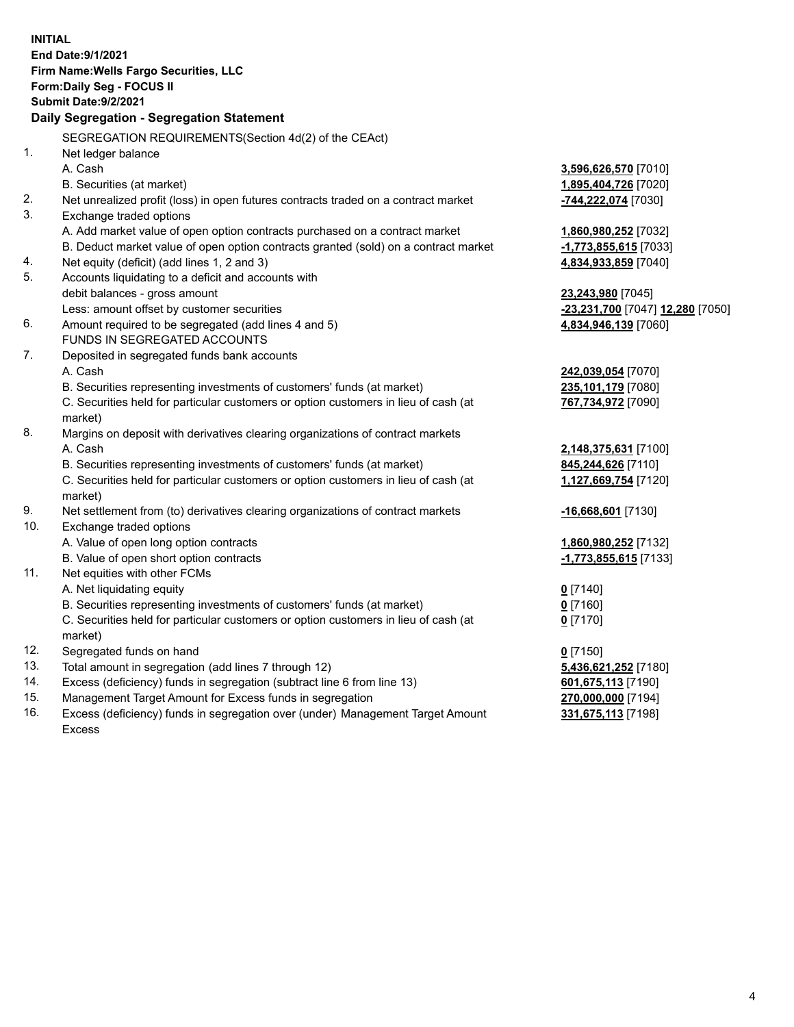**INITIAL**
**End Date:9/1/2021**
**Firm Name:Wells Fargo Securities, LLC**
**Form:Daily Seg - FOCUS II**
**Submit Date:9/2/2021**

## Daily Segregation - Segregation Statement

| | | |
|---|---|---|
| | SEGREGATION REQUIREMENTS(Section 4d(2) of the CEAct) | |
| 1. | Net ledger balance | |
| | A. Cash | **3,596,626,570** [7010] |
| | B. Securities (at market) | **1,895,404,726** [7020] |
| 2. | Net unrealized profit (loss) in open futures contracts traded on a contract market | **-744,222,074** [7030] |
| 3. | Exchange traded options | |
| | A. Add market value of open option contracts purchased on a contract market | **1,860,980,252** [7032] |
| | B. Deduct market value of open option contracts granted (sold) on a contract market | **-1,773,855,615** [7033] |
| 4. | Net equity (deficit) (add lines 1, 2 and 3) | **4,834,933,859** [7040] |
| 5. | Accounts liquidating to a deficit and accounts with | |
| | debit balances - gross amount | **23,243,980** [7045] |
| | Less: amount offset by customer securities | **-23,231,700** [7047] **12,280** [7050] |
| 6. | Amount required to be segregated (add lines 4 and 5) | **4,834,946,139** [7060] |
| | FUNDS IN SEGREGATED ACCOUNTS | |
| 7. | Deposited in segregated funds bank accounts | |
| | A. Cash | **242,039,054** [7070] |
| | B. Securities representing investments of customers' funds (at market) | **235,101,179** [7080] |
| | C. Securities held for particular customers or option customers in lieu of cash (at market) | **767,734,972** [7090] |
| 8. | Margins on deposit with derivatives clearing organizations of contract markets | |
| | A. Cash | **2,148,375,631** [7100] |
| | B. Securities representing investments of customers' funds (at market) | **845,244,626** [7110] |
| | C. Securities held for particular customers or option customers in lieu of cash (at market) | **1,127,669,754** [7120] |
| 9. | Net settlement from (to) derivatives clearing organizations of contract markets | **-16,668,601** [7130] |
| 10. | Exchange traded options | |
| | A. Value of open long option contracts | **1,860,980,252** [7132] |
| | B. Value of open short option contracts | **-1,773,855,615** [7133] |
| 11. | Net equities with other FCMs | |
| | A. Net liquidating equity | **0** [7140] |
| | B. Securities representing investments of customers' funds (at market) | **0** [7160] |
| | C. Securities held for particular customers or option customers in lieu of cash (at market) | **0** [7170] |
| 12. | Segregated funds on hand | **0** [7150] |
| 13. | Total amount in segregation (add lines 7 through 12) | **5,436,621,252** [7180] |
| 14. | Excess (deficiency) funds in segregation (subtract line 6 from line 13) | **601,675,113** [7190] |
| 15. | Management Target Amount for Excess funds in segregation | **270,000,000** [7194] |
| 16. | Excess (deficiency) funds in segregation over (under) Management Target Amount Excess | **331,675,113** [7198] |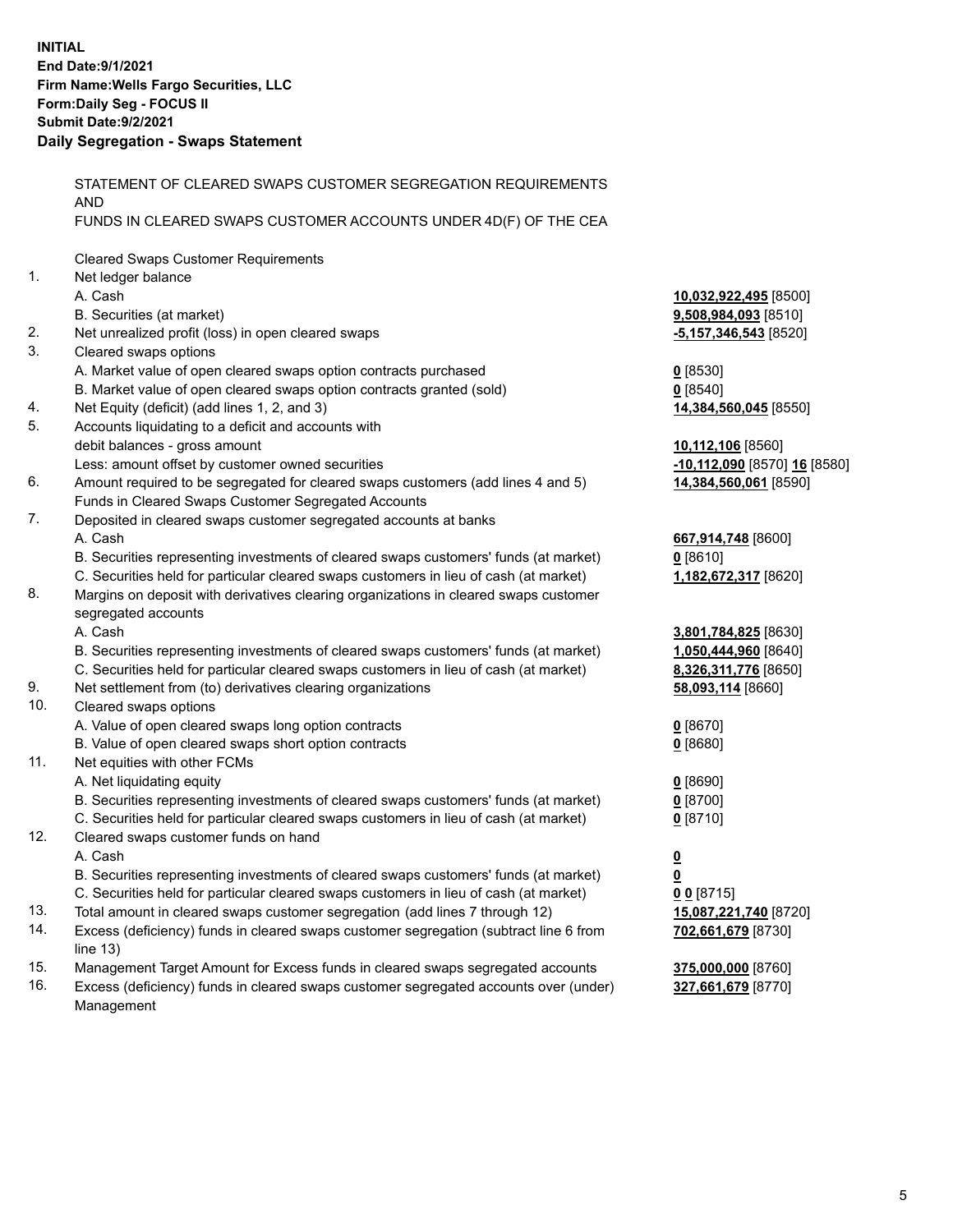**INITIAL**
**End Date:9/1/2021**
**Firm Name:Wells Fargo Securities, LLC**
**Form:Daily Seg - FOCUS II**
**Submit Date:9/2/2021**
**Daily Segregation - Swaps Statement**

STATEMENT OF CLEARED SWAPS CUSTOMER SEGREGATION REQUIREMENTS AND FUNDS IN CLEARED SWAPS CUSTOMER ACCOUNTS UNDER 4D(F) OF THE CEA

| | | |
|---|---|---|
| | Cleared Swaps Customer Requirements | |
| 1. | Net ledger balance | |
| | A. Cash | **10,032,922,495** [8500] |
| | B. Securities (at market) | **9,508,984,093** [8510] |
| 2. | Net unrealized profit (loss) in open cleared swaps | **-5,157,346,543** [8520] |
| 3. | Cleared swaps options | |
| | A. Market value of open cleared swaps option contracts purchased | **0** [8530] |
| | B. Market value of open cleared swaps option contracts granted (sold) | **0** [8540] |
| 4. | Net Equity (deficit) (add lines 1, 2, and 3) | **14,384,560,045** [8550] |
| 5. | Accounts liquidating to a deficit and accounts with debit balances - gross amount | **10,112,106** [8560] |
| | Less: amount offset by customer owned securities | **-10,112,090** [8570] **16** [8580] |
| 6. | Amount required to be segregated for cleared swaps customers (add lines 4 and 5) | **14,384,560,061** [8590] |
| | Funds in Cleared Swaps Customer Segregated Accounts | |
| 7. | Deposited in cleared swaps customer segregated accounts at banks | |
| | A. Cash | **667,914,748** [8600] |
| | B. Securities representing investments of cleared swaps customers' funds (at market) | **0** [8610] |
| | C. Securities held for particular cleared swaps customers in lieu of cash (at market) | **1,182,672,317** [8620] |
| 8. | Margins on deposit with derivatives clearing organizations in cleared swaps customer segregated accounts | |
| | A. Cash | **3,801,784,825** [8630] |
| | B. Securities representing investments of cleared swaps customers' funds (at market) | **1,050,444,960** [8640] |
| | C. Securities held for particular cleared swaps customers in lieu of cash (at market) | **8,326,311,776** [8650] |
| 9. | Net settlement from (to) derivatives clearing organizations | **58,093,114** [8660] |
| 10. | Cleared swaps options | |
| | A. Value of open cleared swaps long option contracts | **0** [8670] |
| | B. Value of open cleared swaps short option contracts | **0** [8680] |
| 11. | Net equities with other FCMs | |
| | A. Net liquidating equity | **0** [8690] |
| | B. Securities representing investments of cleared swaps customers' funds (at market) | **0** [8700] |
| | C. Securities held for particular cleared swaps customers in lieu of cash (at market) | **0** [8710] |
| 12. | Cleared swaps customer funds on hand | |
| | A. Cash | **0** |
| | B. Securities representing investments of cleared swaps customers' funds (at market) | **0** |
| | C. Securities held for particular cleared swaps customers in lieu of cash (at market) | **0** **0** [8715] |
| 13. | Total amount in cleared swaps customer segregation (add lines 7 through 12) | **15,087,221,740** [8720] |
| 14. | Excess (deficiency) funds in cleared swaps customer segregation (subtract line 6 from line 13) | **702,661,679** [8730] |
| 15. | Management Target Amount for Excess funds in cleared swaps segregated accounts | **375,000,000** [8760] |
| 16. | Excess (deficiency) funds in cleared swaps customer segregated accounts over (under) Management | **327,661,679** [8770] |